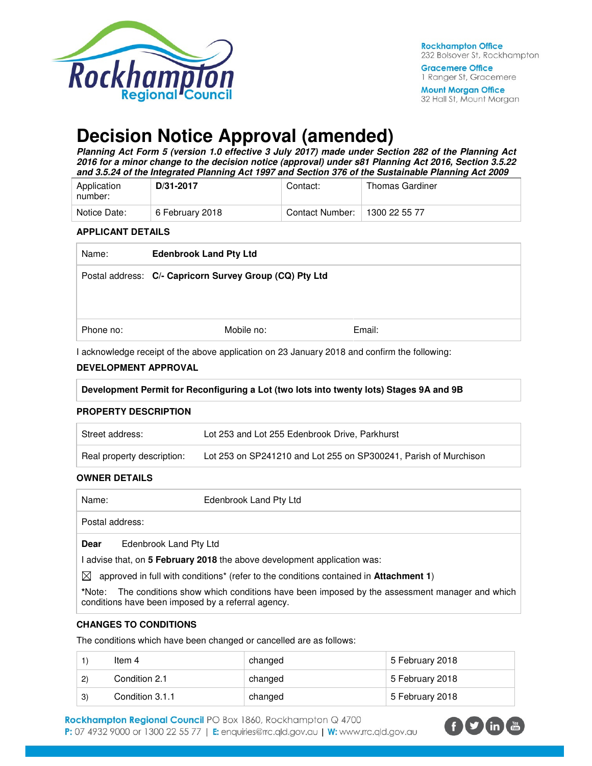Rockhampton Regional Council

**Rockhampton Office**
232 Bolsover St, Rockhampton

**Gracemere Office**
1 Ranger St, Gracemere

**Mount Morgan Office**
32 Hall St, Mount Morgan

# Decision Notice Approval (amended)

***Planning Act Form 5 (version 1.0 effective 3 July 2017) made under Section 282 of the Planning Act 2016 for a minor change to the decision notice (approval) under s81 Planning Act 2016, Section 3.5.22 and 3.5.24 of the Integrated Planning Act 1997 and Section 376 of the Sustainable Planning Act 2009***

| Application number: | **D/31-2017** | Contact: | Thomas Gardiner |
|---|---|---|---|
| Notice Date: | 6 February 2018 | Contact Number: | 1300 22 55 77 |

### APPLICANT DETAILS

| Name: | **Edenbrook Land Pty Ltd** | |
|---|---|---|
| Postal address: | **C/- Capricorn Survey Group (CQ) Pty Ltd** | |
| Phone no: | Mobile no: | Email: |

I acknowledge receipt of the above application on 23 January 2018 and confirm the following:

### DEVELOPMENT APPROVAL

**Development Permit for Reconfiguring a Lot (two lots into twenty lots) Stages 9A and 9B**

### PROPERTY DESCRIPTION

| Street address: | Lot 253 and Lot 255 Edenbrook Drive, Parkhurst |
|---|---|
| Real property description: | Lot 253 on SP241210 and Lot 255 on SP300241, Parish of Murchison |

### OWNER DETAILS

| Name: | Edenbrook Land Pty Ltd |
|---|---|
| Postal address: | |

**Dear** Edenbrook Land Pty Ltd

I advise that, on **5 February 2018** the above development application was:

☒ approved in full with conditions* (refer to the conditions contained in **Attachment 1**)

***Note:** The conditions show which conditions have been imposed by the assessment manager and which conditions have been imposed by a referral agency.

### CHANGES TO CONDITIONS

The conditions which have been changed or cancelled are as follows:

| | | | |
|---|---|---|---|
| 1) | Item 4 | changed | 5 February 2018 |
| 2) | Condition 2.1 | changed | 5 February 2018 |
| 3) | Condition 3.1.1 | changed | 5 February 2018 |

**Rockhampton Regional Council** PO Box 1860, Rockhampton Q 4700
**P:** 07 4932 9000 or 1300 22 55 77 | **E:** enquiries@rrc.qld.gov.au | **W:** www.rrc.qld.gov.au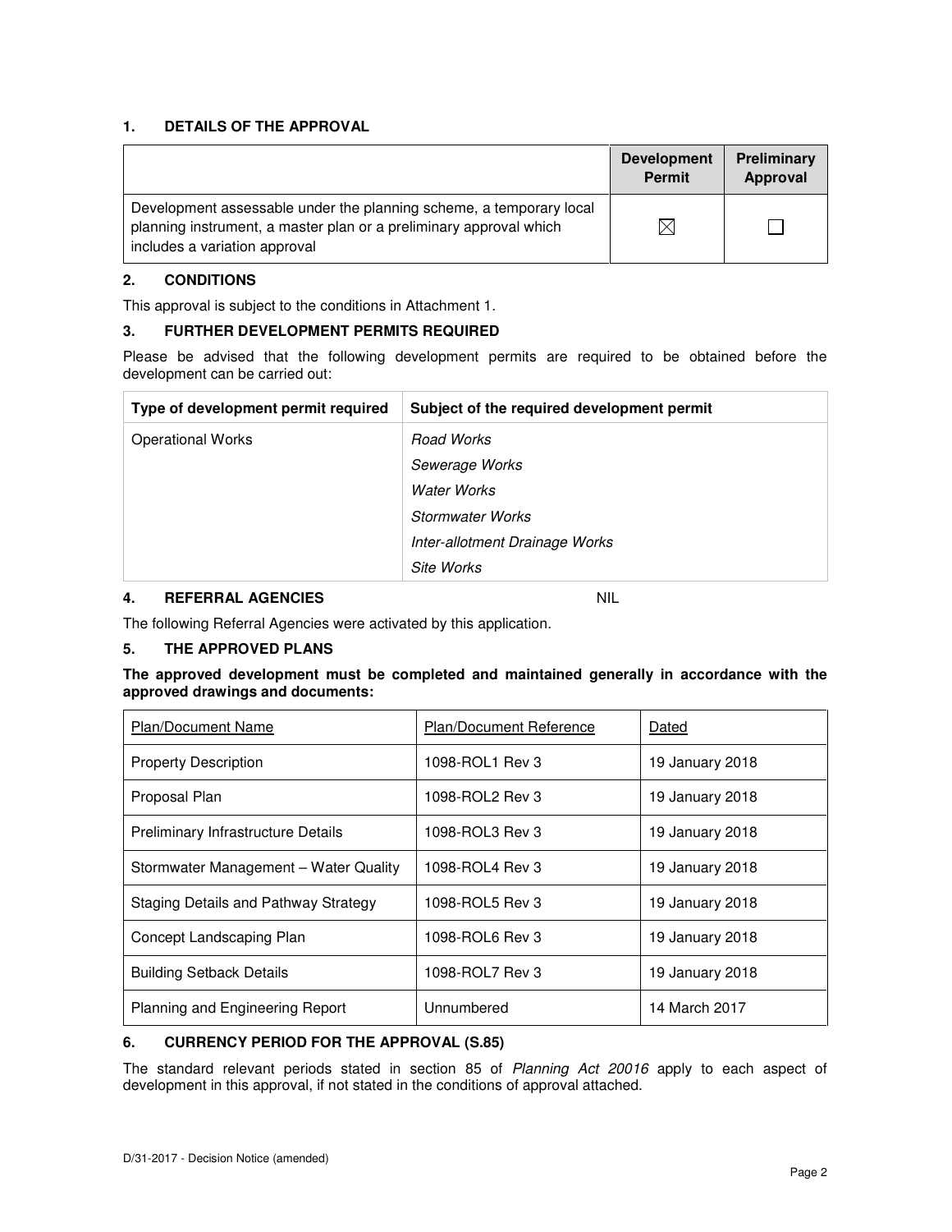## 1. DETAILS OF THE APPROVAL

| | Development Permit | Preliminary Approval |
|---|---|---|
| Development assessable under the planning scheme, a temporary local planning instrument, a master plan or a preliminary approval which includes a variation approval | ☒ | ☐ |

## 2. CONDITIONS

This approval is subject to the conditions in Attachment 1.

## 3. FURTHER DEVELOPMENT PERMITS REQUIRED

Please be advised that the following development permits are required to be obtained before the development can be carried out:

| Type of development permit required | Subject of the required development permit |
|---|---|
| Operational Works | *Road Works*<br>*Sewerage Works*<br>*Water Works*<br>*Stormwater Works*<br>*Inter-allotment Drainage Works*<br>*Site Works* |

## 4. REFERRAL AGENCIES NIL

The following Referral Agencies were activated by this application.

## 5. THE APPROVED PLANS

**The approved development must be completed and maintained generally in accordance with the approved drawings and documents:**

| Plan/Document Name | Plan/Document Reference | Dated |
|---|---|---|
| Property Description | 1098-ROL1 Rev 3 | 19 January 2018 |
| Proposal Plan | 1098-ROL2 Rev 3 | 19 January 2018 |
| Preliminary Infrastructure Details | 1098-ROL3 Rev 3 | 19 January 2018 |
| Stormwater Management – Water Quality | 1098-ROL4 Rev 3 | 19 January 2018 |
| Staging Details and Pathway Strategy | 1098-ROL5 Rev 3 | 19 January 2018 |
| Concept Landscaping Plan | 1098-ROL6 Rev 3 | 19 January 2018 |
| Building Setback Details | 1098-ROL7 Rev 3 | 19 January 2018 |
| Planning and Engineering Report | Unnumbered | 14 March 2017 |

## 6. CURRENCY PERIOD FOR THE APPROVAL (S.85)

The standard relevant periods stated in section 85 of *Planning Act 20016* apply to each aspect of development in this approval, if not stated in the conditions of approval attached.

D/31-2017 - Decision Notice (amended)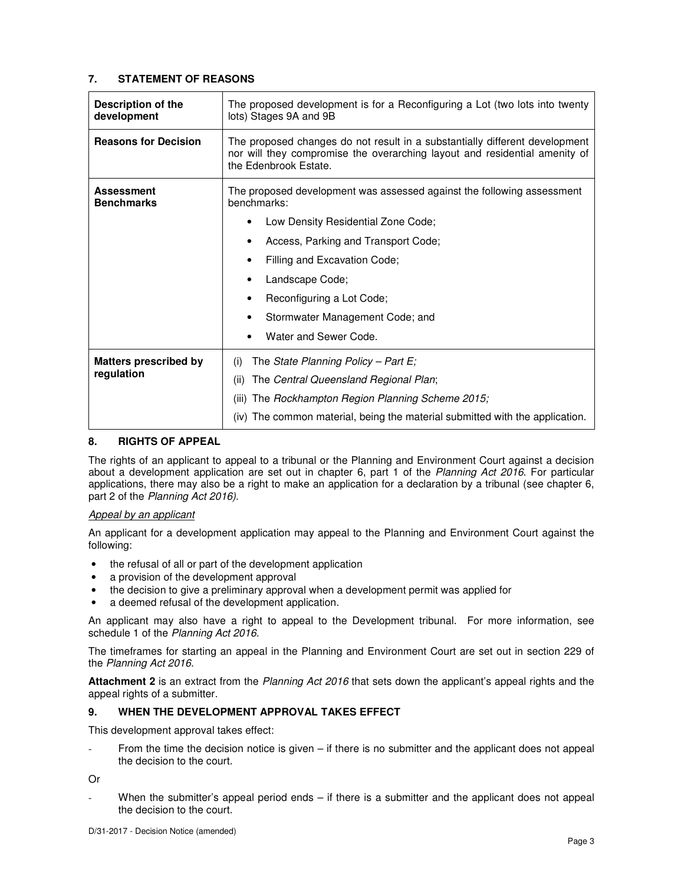## 7. STATEMENT OF REASONS

| | |
|---|---|
| **Description of the development** | The proposed development is for a Reconfiguring a Lot (two lots into twenty lots) Stages 9A and 9B |
| **Reasons for Decision** | The proposed changes do not result in a substantially different development nor will they compromise the overarching layout and residential amenity of the Edenbrook Estate. |
| **Assessment Benchmarks** | The proposed development was assessed against the following assessment benchmarks:<br>• Low Density Residential Zone Code;<br>• Access, Parking and Transport Code;<br>• Filling and Excavation Code;<br>• Landscape Code;<br>• Reconfiguring a Lot Code;<br>• Stormwater Management Code; and<br>• Water and Sewer Code. |
| **Matters prescribed by regulation** | (i) The *State Planning Policy – Part E;*<br>(ii) The *Central Queensland Regional Plan*;<br>(iii) The *Rockhampton Region Planning Scheme 2015;*<br>(iv) The common material, being the material submitted with the application. |

## 8. RIGHTS OF APPEAL

The rights of an applicant to appeal to a tribunal or the Planning and Environment Court against a decision about a development application are set out in chapter 6, part 1 of the *Planning Act 2016*. For particular applications, there may also be a right to make an application for a declaration by a tribunal (see chapter 6, part 2 of the *Planning Act 2016).*

*Appeal by an applicant*

An applicant for a development application may appeal to the Planning and Environment Court against the following:

- the refusal of all or part of the development application
- a provision of the development approval
- the decision to give a preliminary approval when a development permit was applied for
- a deemed refusal of the development application.

An applicant may also have a right to appeal to the Development tribunal. For more information, see schedule 1 of the *Planning Act 2016*.

The timeframes for starting an appeal in the Planning and Environment Court are set out in section 229 of the *Planning Act 2016*.

**Attachment 2** is an extract from the *Planning Act 2016* that sets down the applicant's appeal rights and the appeal rights of a submitter.

## 9. WHEN THE DEVELOPMENT APPROVAL TAKES EFFECT

This development approval takes effect:

- From the time the decision notice is given – if there is no submitter and the applicant does not appeal the decision to the court.

Or

- When the submitter's appeal period ends – if there is a submitter and the applicant does not appeal the decision to the court.

D/31-2017 - Decision Notice (amended)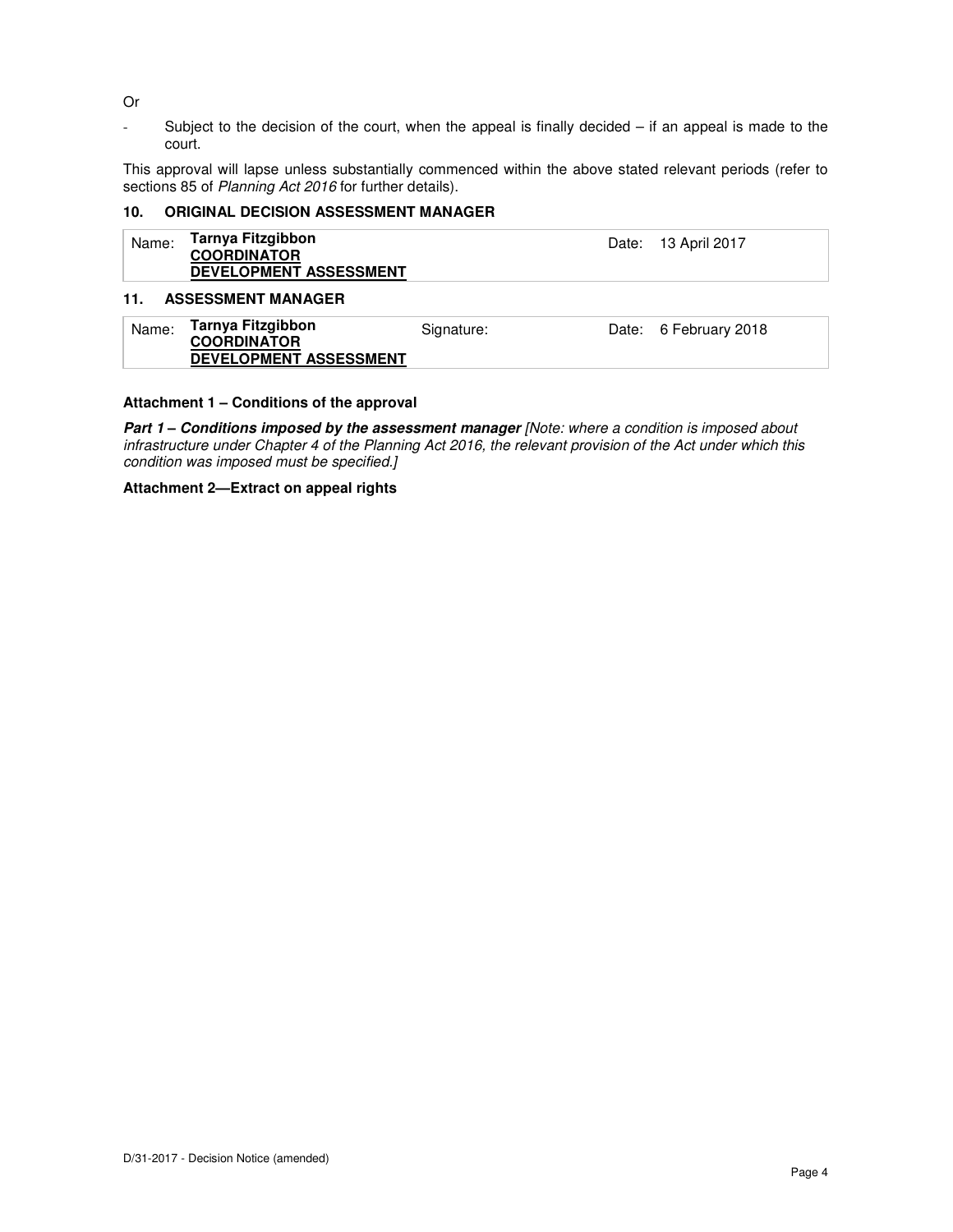Or

- Subject to the decision of the court, when the appeal is finally decided – if an appeal is made to the court.

This approval will lapse unless substantially commenced within the above stated relevant periods (refer to sections 85 of *Planning Act 2016* for further details).

## 10. ORIGINAL DECISION ASSESSMENT MANAGER

| Name: | **Tarnya Fitzgibbon**<br>**COORDINATOR**<br>**DEVELOPMENT ASSESSMENT** | Date: | 13 April 2017 |
|---|---|---|---|

## 11. ASSESSMENT MANAGER

| Name: | **Tarnya Fitzgibbon**<br>**COORDINATOR**<br>**DEVELOPMENT ASSESSMENT** | Signature: | Date: | 6 February 2018 |
|---|---|---|---|---|

**Attachment 1 – Conditions of the approval**

***Part 1 – Conditions imposed by the assessment manager*** *[Note: where a condition is imposed about infrastructure under Chapter 4 of the Planning Act 2016, the relevant provision of the Act under which this condition was imposed must be specified.]*

**Attachment 2—Extract on appeal rights**

D/31-2017 - Decision Notice (amended)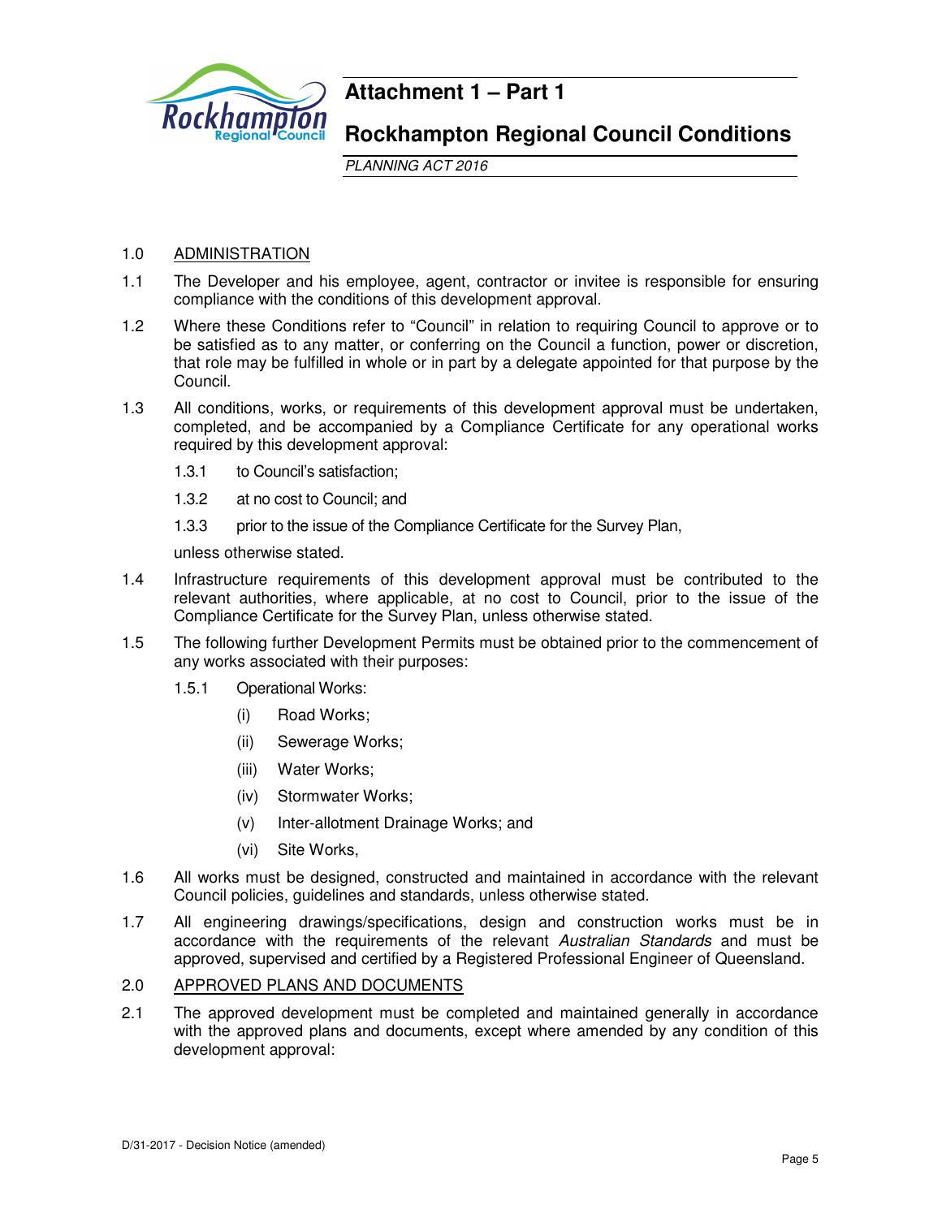# Attachment 1 – Part 1

## Rockhampton Regional Council Conditions

*PLANNING ACT 2016*

1.0 ADMINISTRATION

1.1 The Developer and his employee, agent, contractor or invitee is responsible for ensuring compliance with the conditions of this development approval.

1.2 Where these Conditions refer to "Council" in relation to requiring Council to approve or to be satisfied as to any matter, or conferring on the Council a function, power or discretion, that role may be fulfilled in whole or in part by a delegate appointed for that purpose by the Council.

1.3 All conditions, works, or requirements of this development approval must be undertaken, completed, and be accompanied by a Compliance Certificate for any operational works required by this development approval:

1.3.1 to Council's satisfaction;

1.3.2 at no cost to Council; and

1.3.3 prior to the issue of the Compliance Certificate for the Survey Plan,

unless otherwise stated.

1.4 Infrastructure requirements of this development approval must be contributed to the relevant authorities, where applicable, at no cost to Council, prior to the issue of the Compliance Certificate for the Survey Plan, unless otherwise stated.

1.5 The following further Development Permits must be obtained prior to the commencement of any works associated with their purposes:

1.5.1 Operational Works:

(i) Road Works;

(ii) Sewerage Works;

(iii) Water Works;

(iv) Stormwater Works;

(v) Inter-allotment Drainage Works; and

(vi) Site Works,

1.6 All works must be designed, constructed and maintained in accordance with the relevant Council policies, guidelines and standards, unless otherwise stated.

1.7 All engineering drawings/specifications, design and construction works must be in accordance with the requirements of the relevant *Australian Standards* and must be approved, supervised and certified by a Registered Professional Engineer of Queensland.

2.0 APPROVED PLANS AND DOCUMENTS

2.1 The approved development must be completed and maintained generally in accordance with the approved plans and documents, except where amended by any condition of this development approval: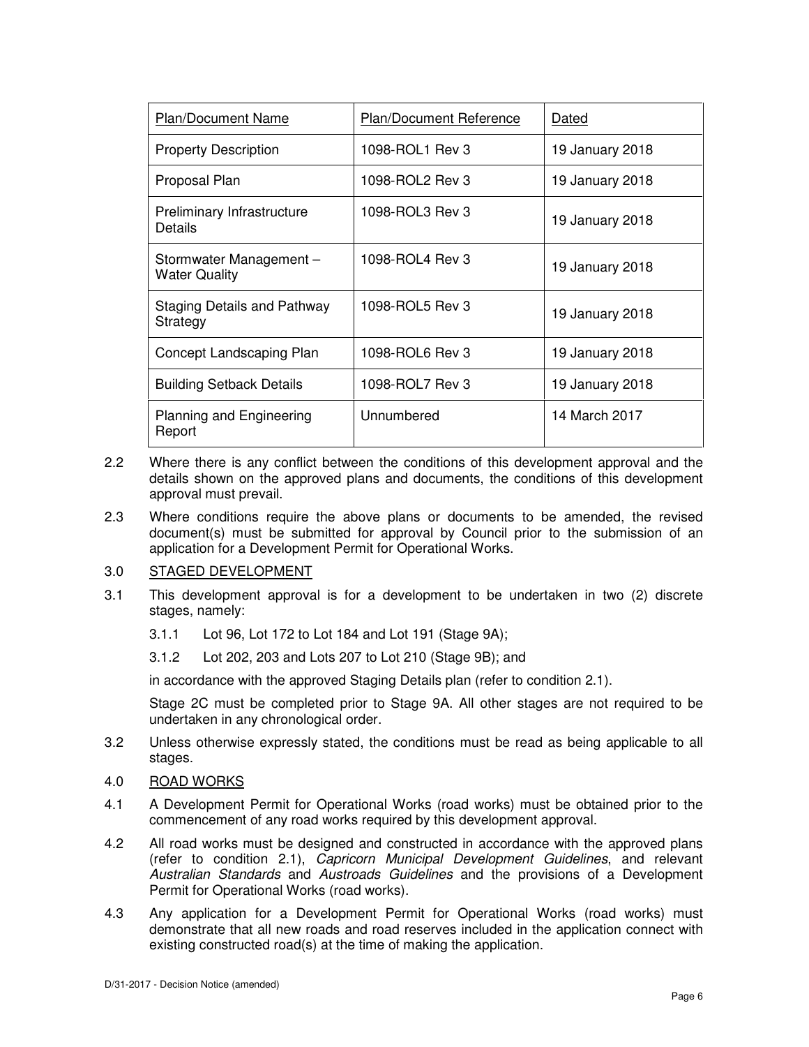| Plan/Document Name | Plan/Document Reference | Dated |
|---|---|---|
| Property Description | 1098-ROL1 Rev 3 | 19 January 2018 |
| Proposal Plan | 1098-ROL2 Rev 3 | 19 January 2018 |
| Preliminary Infrastructure Details | 1098-ROL3 Rev 3 | 19 January 2018 |
| Stormwater Management – Water Quality | 1098-ROL4 Rev 3 | 19 January 2018 |
| Staging Details and Pathway Strategy | 1098-ROL5 Rev 3 | 19 January 2018 |
| Concept Landscaping Plan | 1098-ROL6 Rev 3 | 19 January 2018 |
| Building Setback Details | 1098-ROL7 Rev 3 | 19 January 2018 |
| Planning and Engineering Report | Unnumbered | 14 March 2017 |

2.2 Where there is any conflict between the conditions of this development approval and the details shown on the approved plans and documents, the conditions of this development approval must prevail.

2.3 Where conditions require the above plans or documents to be amended, the revised document(s) must be submitted for approval by Council prior to the submission of an application for a Development Permit for Operational Works.

3.0 STAGED DEVELOPMENT

3.1 This development approval is for a development to be undertaken in two (2) discrete stages, namely:

3.1.1 Lot 96, Lot 172 to Lot 184 and Lot 191 (Stage 9A);

3.1.2 Lot 202, 203 and Lots 207 to Lot 210 (Stage 9B); and

in accordance with the approved Staging Details plan (refer to condition 2.1).

Stage 2C must be completed prior to Stage 9A. All other stages are not required to be undertaken in any chronological order.

3.2 Unless otherwise expressly stated, the conditions must be read as being applicable to all stages.

4.0 ROAD WORKS

4.1 A Development Permit for Operational Works (road works) must be obtained prior to the commencement of any road works required by this development approval.

4.2 All road works must be designed and constructed in accordance with the approved plans (refer to condition 2.1), *Capricorn Municipal Development Guidelines*, and relevant *Australian Standards* and *Austroads Guidelines* and the provisions of a Development Permit for Operational Works (road works).

4.3 Any application for a Development Permit for Operational Works (road works) must demonstrate that all new roads and road reserves included in the application connect with existing constructed road(s) at the time of making the application.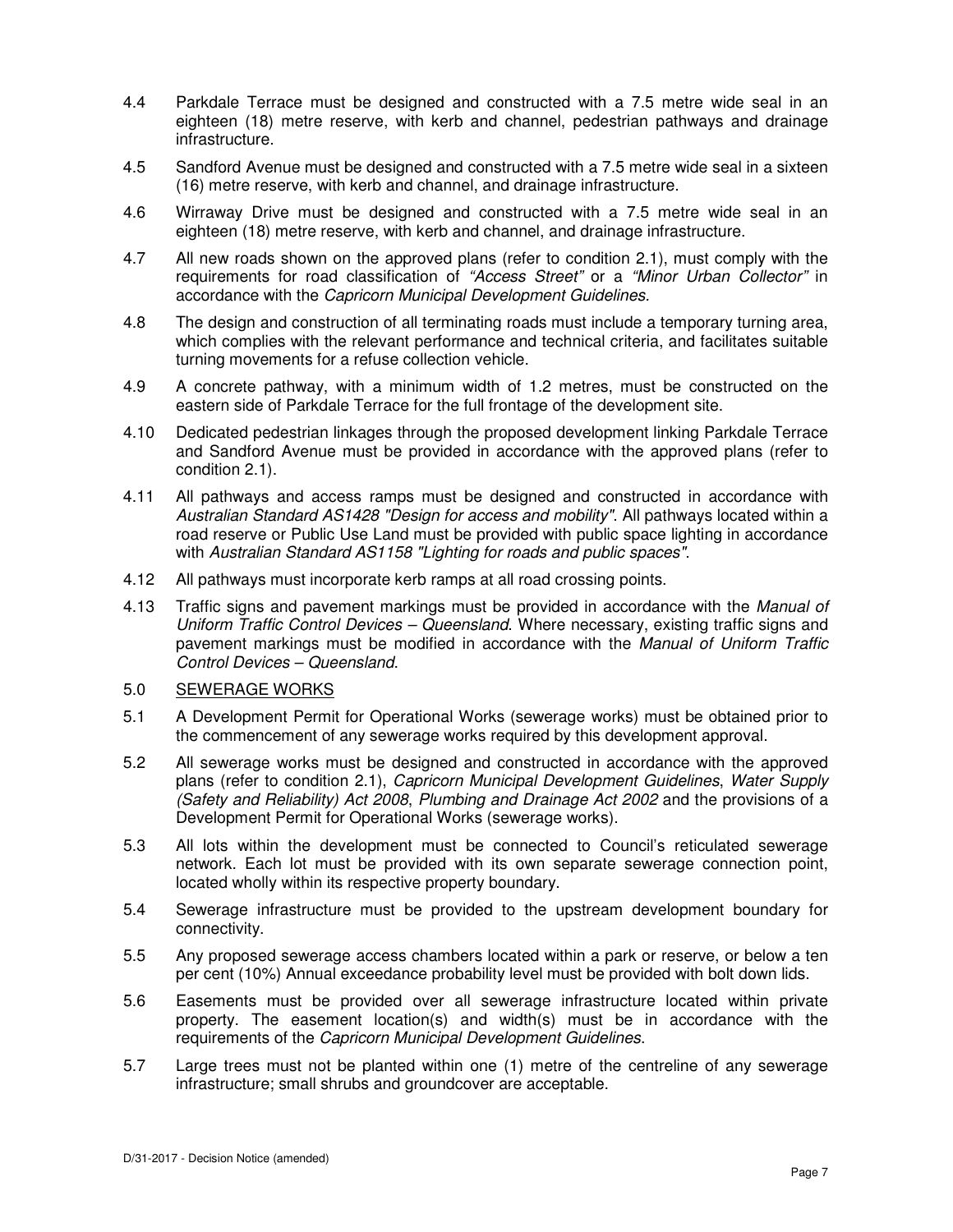4.4 Parkdale Terrace must be designed and constructed with a 7.5 metre wide seal in an eighteen (18) metre reserve, with kerb and channel, pedestrian pathways and drainage infrastructure.

4.5 Sandford Avenue must be designed and constructed with a 7.5 metre wide seal in a sixteen (16) metre reserve, with kerb and channel, and drainage infrastructure.

4.6 Wirraway Drive must be designed and constructed with a 7.5 metre wide seal in an eighteen (18) metre reserve, with kerb and channel, and drainage infrastructure.

4.7 All new roads shown on the approved plans (refer to condition 2.1), must comply with the requirements for road classification of *"Access Street"* or a *"Minor Urban Collector"* in accordance with the *Capricorn Municipal Development Guidelines.*

4.8 The design and construction of all terminating roads must include a temporary turning area, which complies with the relevant performance and technical criteria, and facilitates suitable turning movements for a refuse collection vehicle.

4.9 A concrete pathway, with a minimum width of 1.2 metres, must be constructed on the eastern side of Parkdale Terrace for the full frontage of the development site.

4.10 Dedicated pedestrian linkages through the proposed development linking Parkdale Terrace and Sandford Avenue must be provided in accordance with the approved plans (refer to condition 2.1).

4.11 All pathways and access ramps must be designed and constructed in accordance with *Australian Standard AS1428 "Design for access and mobility"*. All pathways located within a road reserve or Public Use Land must be provided with public space lighting in accordance with *Australian Standard AS1158 "Lighting for roads and public spaces"*.

4.12 All pathways must incorporate kerb ramps at all road crossing points.

4.13 Traffic signs and pavement markings must be provided in accordance with the *Manual of Uniform Traffic Control Devices – Queensland*. Where necessary, existing traffic signs and pavement markings must be modified in accordance with the *Manual of Uniform Traffic Control Devices – Queensland*.

5.0 <u>SEWERAGE WORKS</u>

5.1 A Development Permit for Operational Works (sewerage works) must be obtained prior to the commencement of any sewerage works required by this development approval.

5.2 All sewerage works must be designed and constructed in accordance with the approved plans (refer to condition 2.1), *Capricorn Municipal Development Guidelines*, *Water Supply (Safety and Reliability) Act 2008*, *Plumbing and Drainage Act 2002* and the provisions of a Development Permit for Operational Works (sewerage works).

5.3 All lots within the development must be connected to Council's reticulated sewerage network. Each lot must be provided with its own separate sewerage connection point, located wholly within its respective property boundary.

5.4 Sewerage infrastructure must be provided to the upstream development boundary for connectivity.

5.5 Any proposed sewerage access chambers located within a park or reserve, or below a ten per cent (10%) Annual exceedance probability level must be provided with bolt down lids.

5.6 Easements must be provided over all sewerage infrastructure located within private property. The easement location(s) and width(s) must be in accordance with the requirements of the *Capricorn Municipal Development Guidelines.*

5.7 Large trees must not be planted within one (1) metre of the centreline of any sewerage infrastructure; small shrubs and groundcover are acceptable.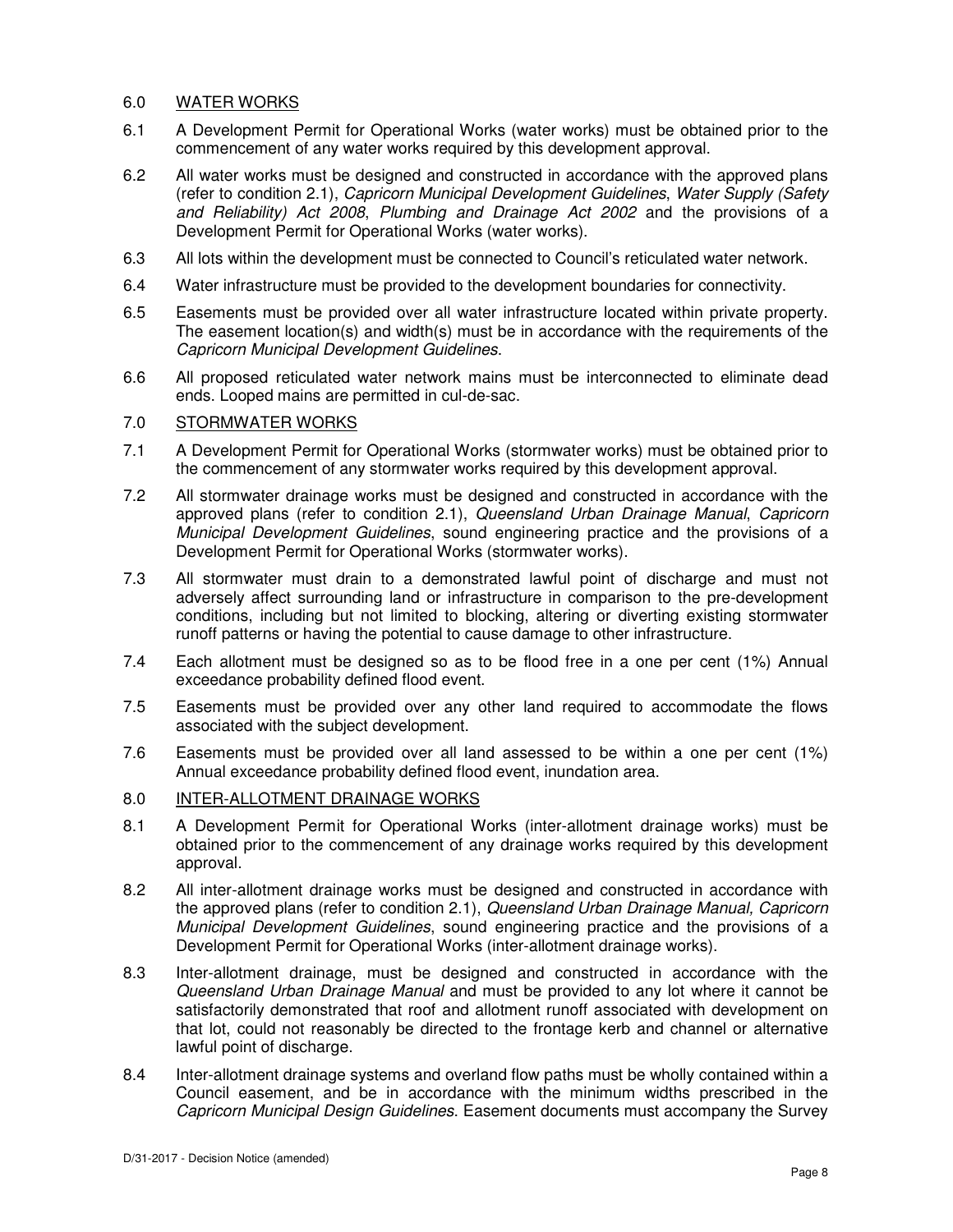## 6.0 WATER WORKS

6.1 A Development Permit for Operational Works (water works) must be obtained prior to the commencement of any water works required by this development approval.

6.2 All water works must be designed and constructed in accordance with the approved plans (refer to condition 2.1), *Capricorn Municipal Development Guidelines*, *Water Supply (Safety and Reliability) Act 2008*, *Plumbing and Drainage Act 2002* and the provisions of a Development Permit for Operational Works (water works).

6.3 All lots within the development must be connected to Council's reticulated water network.

6.4 Water infrastructure must be provided to the development boundaries for connectivity.

6.5 Easements must be provided over all water infrastructure located within private property. The easement location(s) and width(s) must be in accordance with the requirements of the *Capricorn Municipal Development Guidelines*.

6.6 All proposed reticulated water network mains must be interconnected to eliminate dead ends. Looped mains are permitted in cul-de-sac.

## 7.0 STORMWATER WORKS

7.1 A Development Permit for Operational Works (stormwater works) must be obtained prior to the commencement of any stormwater works required by this development approval.

7.2 All stormwater drainage works must be designed and constructed in accordance with the approved plans (refer to condition 2.1), *Queensland Urban Drainage Manual*, *Capricorn Municipal Development Guidelines*, sound engineering practice and the provisions of a Development Permit for Operational Works (stormwater works).

7.3 All stormwater must drain to a demonstrated lawful point of discharge and must not adversely affect surrounding land or infrastructure in comparison to the pre-development conditions, including but not limited to blocking, altering or diverting existing stormwater runoff patterns or having the potential to cause damage to other infrastructure.

7.4 Each allotment must be designed so as to be flood free in a one per cent (1%) Annual exceedance probability defined flood event.

7.5 Easements must be provided over any other land required to accommodate the flows associated with the subject development.

7.6 Easements must be provided over all land assessed to be within a one per cent (1%) Annual exceedance probability defined flood event, inundation area.

## 8.0 INTER-ALLOTMENT DRAINAGE WORKS

8.1 A Development Permit for Operational Works (inter-allotment drainage works) must be obtained prior to the commencement of any drainage works required by this development approval.

8.2 All inter-allotment drainage works must be designed and constructed in accordance with the approved plans (refer to condition 2.1), *Queensland Urban Drainage Manual, Capricorn Municipal Development Guidelines*, sound engineering practice and the provisions of a Development Permit for Operational Works (inter-allotment drainage works).

8.3 Inter-allotment drainage, must be designed and constructed in accordance with the *Queensland Urban Drainage Manual* and must be provided to any lot where it cannot be satisfactorily demonstrated that roof and allotment runoff associated with development on that lot, could not reasonably be directed to the frontage kerb and channel or alternative lawful point of discharge.

8.4 Inter-allotment drainage systems and overland flow paths must be wholly contained within a Council easement, and be in accordance with the minimum widths prescribed in the *Capricorn Municipal Design Guidelines*. Easement documents must accompany the Survey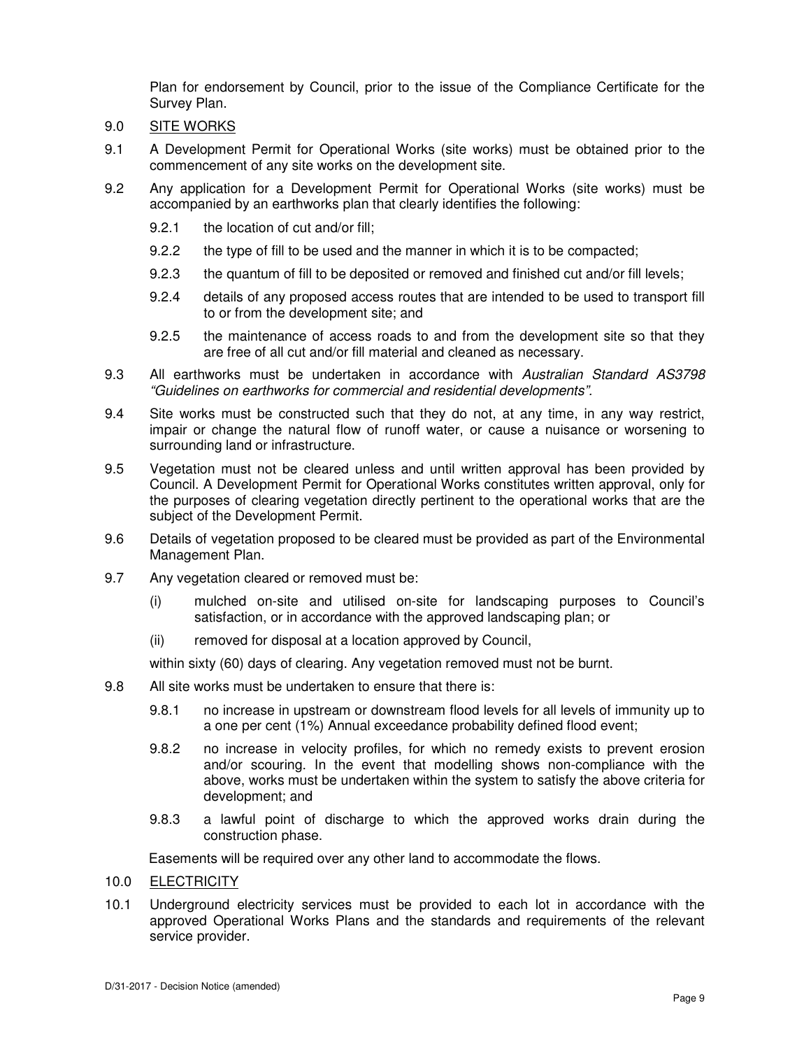Plan for endorsement by Council, prior to the issue of the Compliance Certificate for the Survey Plan.

9.0 SITE WORKS

9.1 A Development Permit for Operational Works (site works) must be obtained prior to the commencement of any site works on the development site.

9.2 Any application for a Development Permit for Operational Works (site works) must be accompanied by an earthworks plan that clearly identifies the following:

9.2.1 the location of cut and/or fill;

9.2.2 the type of fill to be used and the manner in which it is to be compacted;

9.2.3 the quantum of fill to be deposited or removed and finished cut and/or fill levels;

9.2.4 details of any proposed access routes that are intended to be used to transport fill to or from the development site; and

9.2.5 the maintenance of access roads to and from the development site so that they are free of all cut and/or fill material and cleaned as necessary.

9.3 All earthworks must be undertaken in accordance with *Australian Standard AS3798 "Guidelines on earthworks for commercial and residential developments"*.

9.4 Site works must be constructed such that they do not, at any time, in any way restrict, impair or change the natural flow of runoff water, or cause a nuisance or worsening to surrounding land or infrastructure.

9.5 Vegetation must not be cleared unless and until written approval has been provided by Council. A Development Permit for Operational Works constitutes written approval, only for the purposes of clearing vegetation directly pertinent to the operational works that are the subject of the Development Permit.

9.6 Details of vegetation proposed to be cleared must be provided as part of the Environmental Management Plan.

9.7 Any vegetation cleared or removed must be:

(i) mulched on-site and utilised on-site for landscaping purposes to Council's satisfaction, or in accordance with the approved landscaping plan; or

(ii) removed for disposal at a location approved by Council,

within sixty (60) days of clearing. Any vegetation removed must not be burnt.

9.8 All site works must be undertaken to ensure that there is:

9.8.1 no increase in upstream or downstream flood levels for all levels of immunity up to a one per cent (1%) Annual exceedance probability defined flood event;

9.8.2 no increase in velocity profiles, for which no remedy exists to prevent erosion and/or scouring. In the event that modelling shows non-compliance with the above, works must be undertaken within the system to satisfy the above criteria for development; and

9.8.3 a lawful point of discharge to which the approved works drain during the construction phase.

Easements will be required over any other land to accommodate the flows.

10.0 ELECTRICITY

10.1 Underground electricity services must be provided to each lot in accordance with the approved Operational Works Plans and the standards and requirements of the relevant service provider.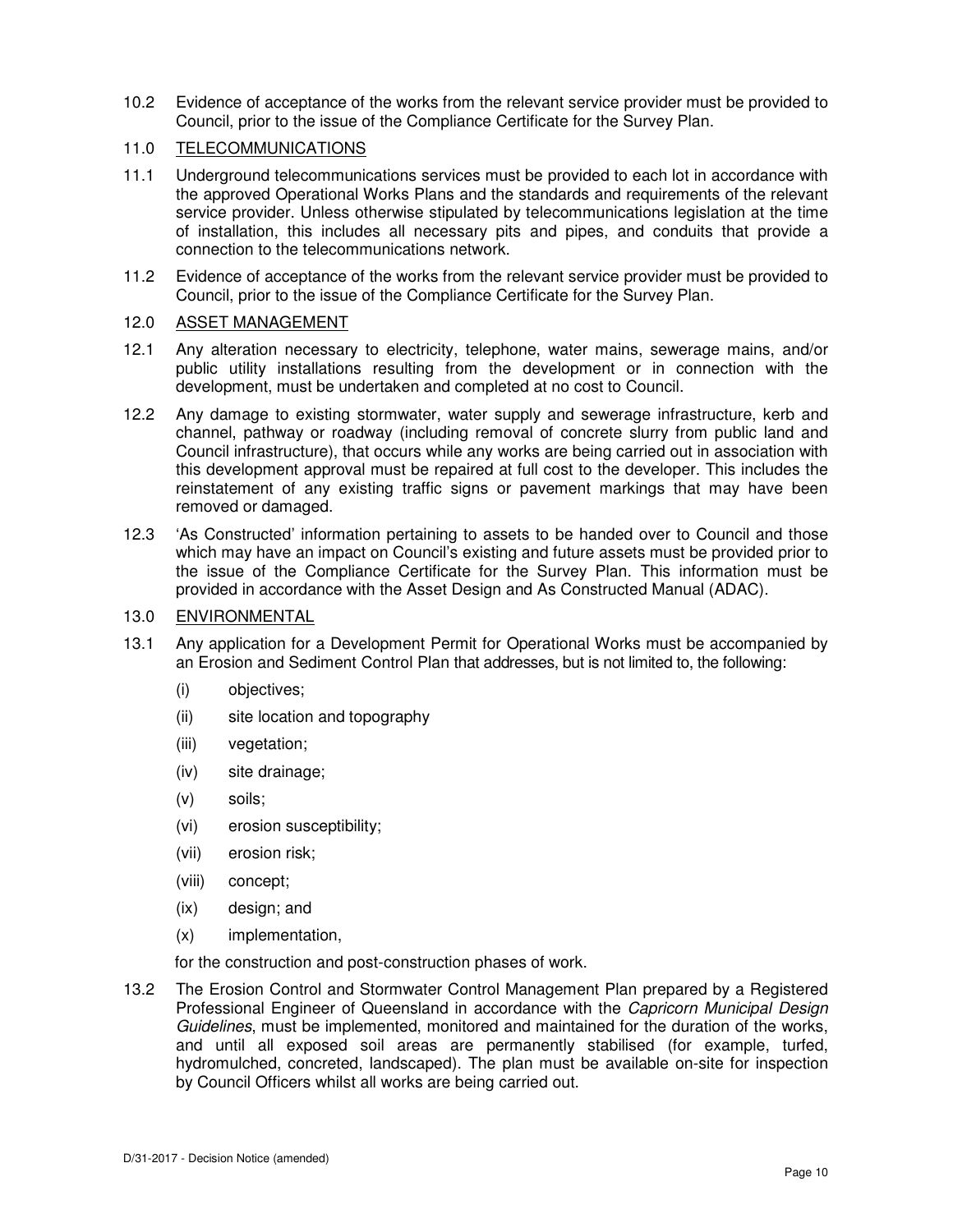10.2 Evidence of acceptance of the works from the relevant service provider must be provided to Council, prior to the issue of the Compliance Certificate for the Survey Plan.

11.0 <u>TELECOMMUNICATIONS</u>

11.1 Underground telecommunications services must be provided to each lot in accordance with the approved Operational Works Plans and the standards and requirements of the relevant service provider. Unless otherwise stipulated by telecommunications legislation at the time of installation, this includes all necessary pits and pipes, and conduits that provide a connection to the telecommunications network.

11.2 Evidence of acceptance of the works from the relevant service provider must be provided to Council, prior to the issue of the Compliance Certificate for the Survey Plan.

12.0 <u>ASSET MANAGEMENT</u>

12.1 Any alteration necessary to electricity, telephone, water mains, sewerage mains, and/or public utility installations resulting from the development or in connection with the development, must be undertaken and completed at no cost to Council.

12.2 Any damage to existing stormwater, water supply and sewerage infrastructure, kerb and channel, pathway or roadway (including removal of concrete slurry from public land and Council infrastructure), that occurs while any works are being carried out in association with this development approval must be repaired at full cost to the developer. This includes the reinstatement of any existing traffic signs or pavement markings that may have been removed or damaged.

12.3 'As Constructed' information pertaining to assets to be handed over to Council and those which may have an impact on Council's existing and future assets must be provided prior to the issue of the Compliance Certificate for the Survey Plan. This information must be provided in accordance with the Asset Design and As Constructed Manual (ADAC).

13.0 <u>ENVIRONMENTAL</u>

13.1 Any application for a Development Permit for Operational Works must be accompanied by an Erosion and Sediment Control Plan that addresses, but is not limited to, the following:

(i) objectives;

(ii) site location and topography

(iii) vegetation;

(iv) site drainage;

(v) soils;

(vi) erosion susceptibility;

(vii) erosion risk;

(viii) concept;

(ix) design; and

(x) implementation,

for the construction and post-construction phases of work.

13.2 The Erosion Control and Stormwater Control Management Plan prepared by a Registered Professional Engineer of Queensland in accordance with the *Capricorn Municipal Design Guidelines*, must be implemented, monitored and maintained for the duration of the works, and until all exposed soil areas are permanently stabilised (for example, turfed, hydromulched, concreted, landscaped). The plan must be available on-site for inspection by Council Officers whilst all works are being carried out.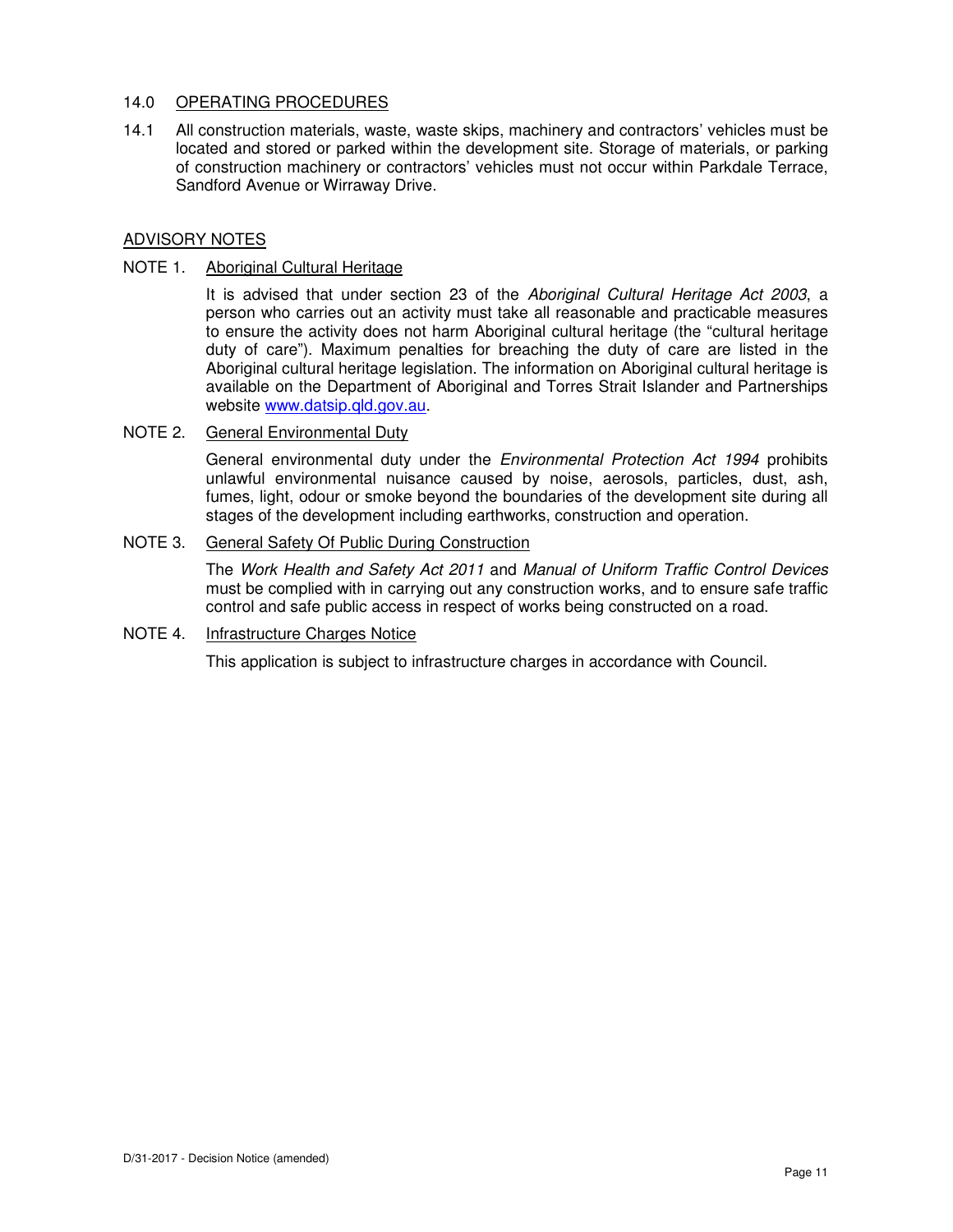## 14.0 OPERATING PROCEDURES

14.1 All construction materials, waste, waste skips, machinery and contractors' vehicles must be located and stored or parked within the development site. Storage of materials, or parking of construction machinery or contractors' vehicles must not occur within Parkdale Terrace, Sandford Avenue or Wirraway Drive.

## ADVISORY NOTES

NOTE 1. Aboriginal Cultural Heritage

It is advised that under section 23 of the *Aboriginal Cultural Heritage Act 2003*, a person who carries out an activity must take all reasonable and practicable measures to ensure the activity does not harm Aboriginal cultural heritage (the "cultural heritage duty of care"). Maximum penalties for breaching the duty of care are listed in the Aboriginal cultural heritage legislation. The information on Aboriginal cultural heritage is available on the Department of Aboriginal and Torres Strait Islander and Partnerships website www.datsip.qld.gov.au.

NOTE 2. General Environmental Duty

General environmental duty under the *Environmental Protection Act 1994* prohibits unlawful environmental nuisance caused by noise, aerosols, particles, dust, ash, fumes, light, odour or smoke beyond the boundaries of the development site during all stages of the development including earthworks, construction and operation.

NOTE 3. General Safety Of Public During Construction

The *Work Health and Safety Act 2011* and *Manual of Uniform Traffic Control Devices* must be complied with in carrying out any construction works, and to ensure safe traffic control and safe public access in respect of works being constructed on a road.

NOTE 4. Infrastructure Charges Notice

This application is subject to infrastructure charges in accordance with Council.

D/31-2017 - Decision Notice (amended)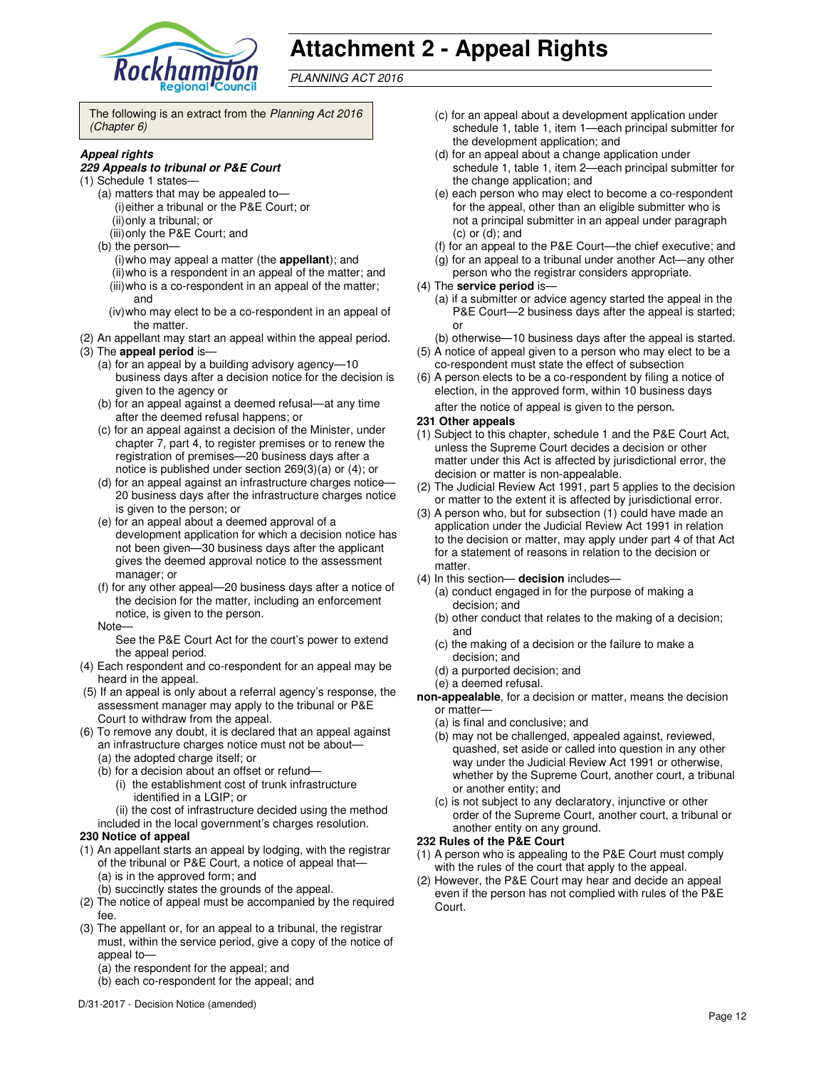# Attachment 2 - Appeal Rights

*PLANNING ACT 2016*

The following is an extract from the *Planning Act 2016 (Chapter 6)*

***Appeal rights***

***229 Appeals to tribunal or P&E Court***

(1) Schedule 1 states—

(a) matters that may be appealed to—

(i) either a tribunal or the P&E Court; or

(ii) only a tribunal; or

(iii) only the P&E Court; and

(b) the person—

(i) who may appeal a matter (the **appellant**); and

(ii) who is a respondent in an appeal of the matter; and

(iii) who is a co-respondent in an appeal of the matter; and

(iv) who may elect to be a co-respondent in an appeal of the matter.

(2) An appellant may start an appeal within the appeal period.

(3) The **appeal period** is—

(a) for an appeal by a building advisory agency—10 business days after a decision notice for the decision is given to the agency or

(b) for an appeal against a deemed refusal—at any time after the deemed refusal happens; or

(c) for an appeal against a decision of the Minister, under chapter 7, part 4, to register premises or to renew the registration of premises—20 business days after a notice is published under section 269(3)(a) or (4); or

(d) for an appeal against an infrastructure charges notice—20 business days after the infrastructure charges notice is given to the person; or

(e) for an appeal about a deemed approval of a development application for which a decision notice has not been given—30 business days after the applicant gives the deemed approval notice to the assessment manager; or

(f) for any other appeal—20 business days after a notice of the decision for the matter, including an enforcement notice, is given to the person.

Note—

See the P&E Court Act for the court's power to extend the appeal period.

(4) Each respondent and co-respondent for an appeal may be heard in the appeal.

(5) If an appeal is only about a referral agency's response, the assessment manager may apply to the tribunal or P&E Court to withdraw from the appeal.

(6) To remove any doubt, it is declared that an appeal against an infrastructure charges notice must not be about—

(a) the adopted charge itself; or

(b) for a decision about an offset or refund—

(i) the establishment cost of trunk infrastructure identified in a LGIP; or

(ii) the cost of infrastructure decided using the method included in the local government's charges resolution.

**230 Notice of appeal**

(1) An appellant starts an appeal by lodging, with the registrar of the tribunal or P&E Court, a notice of appeal that—

(a) is in the approved form; and

(b) succinctly states the grounds of the appeal.

(2) The notice of appeal must be accompanied by the required fee.

(3) The appellant or, for an appeal to a tribunal, the registrar must, within the service period, give a copy of the notice of appeal to—

(a) the respondent for the appeal; and

(b) each co-respondent for the appeal; and

(c) for an appeal about a development application under schedule 1, table 1, item 1—each principal submitter for the development application; and

(d) for an appeal about a change application under schedule 1, table 1, item 2—each principal submitter for the change application; and

(e) each person who may elect to become a co-respondent for the appeal, other than an eligible submitter who is not a principal submitter in an appeal under paragraph (c) or (d); and

(f) for an appeal to the P&E Court—the chief executive; and

(g) for an appeal to a tribunal under another Act—any other person who the registrar considers appropriate.

(4) The **service period** is—

(a) if a submitter or advice agency started the appeal in the P&E Court—2 business days after the appeal is started; or

(b) otherwise—10 business days after the appeal is started.

(5) A notice of appeal given to a person who may elect to be a co-respondent must state the effect of subsection

(6) A person elects to be a co-respondent by filing a notice of election, in the approved form, within 10 business days after the notice of appeal is given to the person.

**231 Other appeals**

(1) Subject to this chapter, schedule 1 and the P&E Court Act, unless the Supreme Court decides a decision or other matter under this Act is affected by jurisdictional error, the decision or matter is non-appealable.

(2) The Judicial Review Act 1991, part 5 applies to the decision or matter to the extent it is affected by jurisdictional error.

(3) A person who, but for subsection (1) could have made an application under the Judicial Review Act 1991 in relation to the decision or matter, may apply under part 4 of that Act for a statement of reasons in relation to the decision or matter.

(4) In this section— **decision** includes—

(a) conduct engaged in for the purpose of making a decision; and

(b) other conduct that relates to the making of a decision; and

(c) the making of a decision or the failure to make a decision; and

(d) a purported decision; and

(e) a deemed refusal.

**non-appealable**, for a decision or matter, means the decision or matter—

(a) is final and conclusive; and

(b) may not be challenged, appealed against, reviewed, quashed, set aside or called into question in any other way under the Judicial Review Act 1991 or otherwise, whether by the Supreme Court, another court, a tribunal or another entity; and

(c) is not subject to any declaratory, injunctive or other order of the Supreme Court, another court, a tribunal or another entity on any ground.

**232 Rules of the P&E Court**

(1) A person who is appealing to the P&E Court must comply with the rules of the court that apply to the appeal.

(2) However, the P&E Court may hear and decide an appeal even if the person has not complied with rules of the P&E Court.

D/31-2017 - Decision Notice (amended)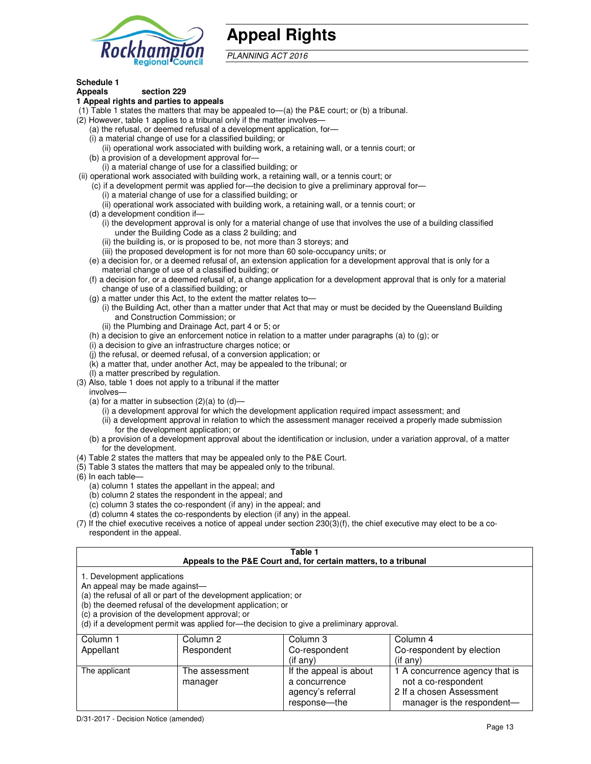# Appeal Rights

*PLANNING ACT 2016*

**Schedule 1**
**Appeals section 229**

**1 Appeal rights and parties to appeals**

(1) Table 1 states the matters that may be appealed to—(a) the P&E court; or (b) a tribunal.

(2) However, table 1 applies to a tribunal only if the matter involves—

(a) the refusal, or deemed refusal of a development application, for—

(i) a material change of use for a classified building; or

(ii) operational work associated with building work, a retaining wall, or a tennis court; or

(b) a provision of a development approval for—

(i) a material change of use for a classified building; or

(ii) operational work associated with building work, a retaining wall, or a tennis court; or

(c) if a development permit was applied for—the decision to give a preliminary approval for—

(i) a material change of use for a classified building; or

(ii) operational work associated with building work, a retaining wall, or a tennis court; or

(d) a development condition if—

(i) the development approval is only for a material change of use that involves the use of a building classified under the Building Code as a class 2 building; and

(ii) the building is, or is proposed to be, not more than 3 storeys; and

(iii) the proposed development is for not more than 60 sole-occupancy units; or

(e) a decision for, or a deemed refusal of, an extension application for a development approval that is only for a material change of use of a classified building; or

(f) a decision for, or a deemed refusal of, a change application for a development approval that is only for a material change of use of a classified building; or

(g) a matter under this Act, to the extent the matter relates to—

(i) the Building Act, other than a matter under that Act that may or must be decided by the Queensland Building and Construction Commission; or

(ii) the Plumbing and Drainage Act, part 4 or 5; or

(h) a decision to give an enforcement notice in relation to a matter under paragraphs (a) to (g); or

(i) a decision to give an infrastructure charges notice; or

(j) the refusal, or deemed refusal, of a conversion application; or

(k) a matter that, under another Act, may be appealed to the tribunal; or

(l) a matter prescribed by regulation.

(3) Also, table 1 does not apply to a tribunal if the matter involves—

(a) for a matter in subsection (2)(a) to (d)—

(i) a development approval for which the development application required impact assessment; and

(ii) a development approval in relation to which the assessment manager received a properly made submission for the development application; or

(b) a provision of a development approval about the identification or inclusion, under a variation approval, of a matter for the development.

(4) Table 2 states the matters that may be appealed only to the P&E Court.

(5) Table 3 states the matters that may be appealed only to the tribunal.

(6) In each table—

(a) column 1 states the appellant in the appeal; and

(b) column 2 states the respondent in the appeal; and

(c) column 3 states the co-respondent (if any) in the appeal; and

(d) column 4 states the co-respondents by election (if any) in the appeal.

(7) If the chief executive receives a notice of appeal under section 230(3)(f), the chief executive may elect to be a co-respondent in the appeal.

**Table 1**
**Appeals to the P&E Court and, for certain matters, to a tribunal**

1. Development applications

An appeal may be made against—

(a) the refusal of all or part of the development application; or

(b) the deemed refusal of the development application; or

(c) a provision of the development approval; or

(d) if a development permit was applied for—the decision to give a preliminary approval.

| Column 1<br>Appellant | Column 2<br>Respondent | Column 3<br>Co-respondent<br>(if any) | Column 4<br>Co-respondent by election<br>(if any) |
|---|---|---|---|
| The applicant | The assessment manager | If the appeal is about a concurrence agency's referral response—the | 1 A concurrence agency that is not a co-respondent<br>2 If a chosen Assessment manager is the respondent— |

D/31-2017 - Decision Notice (amended)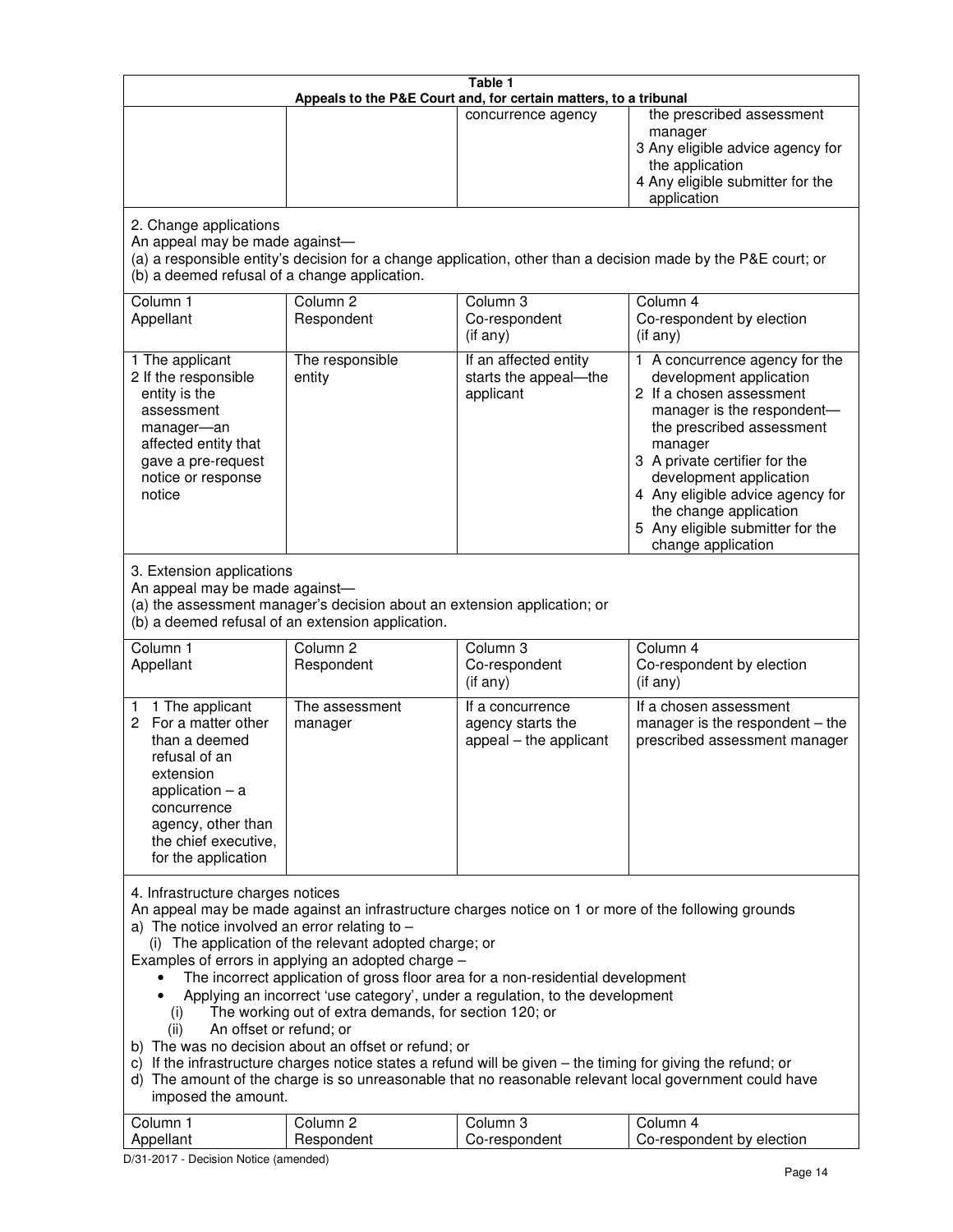**Table 1**
**Appeals to the P&E Court and, for certain matters, to a tribunal**

| | | | |
|---|---|---|---|
| | | concurrence agency | the prescribed assessment manager<br>3 Any eligible advice agency for the application<br>4 Any eligible submitter for the application |

2. Change applications
An appeal may be made against—
(a) a responsible entity's decision for a change application, other than a decision made by the P&E court; or
(b) a deemed refusal of a change application.

| Column 1<br>Appellant | Column 2<br>Respondent | Column 3<br>Co-respondent<br>(if any) | Column 4<br>Co-respondent by election<br>(if any) |
|---|---|---|---|
| 1 The applicant<br>2 If the responsible entity is the assessment manager—an affected entity that gave a pre-request notice or response notice | The responsible entity | If an affected entity starts the appeal—the applicant | 1 A concurrence agency for the development application<br>2 If a chosen assessment manager is the respondent—the prescribed assessment manager<br>3 A private certifier for the development application<br>4 Any eligible advice agency for the change application<br>5 Any eligible submitter for the change application |

3. Extension applications
An appeal may be made against—
(a) the assessment manager's decision about an extension application; or
(b) a deemed refusal of an extension application.

| Column 1<br>Appellant | Column 2<br>Respondent | Column 3<br>Co-respondent<br>(if any) | Column 4<br>Co-respondent by election<br>(if any) |
|---|---|---|---|
| 1 1 The applicant<br>2 For a matter other than a deemed refusal of an extension application – a concurrence agency, other than the chief executive, for the application | The assessment manager | If a concurrence agency starts the appeal – the applicant | If a chosen assessment manager is the respondent – the prescribed assessment manager |

4. Infrastructure charges notices
An appeal may be made against an infrastructure charges notice on 1 or more of the following grounds
a) The notice involved an error relating to –
(i) The application of the relevant adopted charge; or

Examples of errors in applying an adopted charge –
- The incorrect application of gross floor area for a non-residential development
- Applying an incorrect 'use category', under a regulation, to the development

(i) The working out of extra demands, for section 120; or
(ii) An offset or refund; or

b) The was no decision about an offset or refund; or
c) If the infrastructure charges notice states a refund will be given – the timing for giving the refund; or
d) The amount of the charge is so unreasonable that no reasonable relevant local government could have imposed the amount.

| Column 1<br>Appellant | Column 2<br>Respondent | Column 3<br>Co-respondent | Column 4<br>Co-respondent by election |
|---|---|---|---|

D/31-2017 - Decision Notice (amended)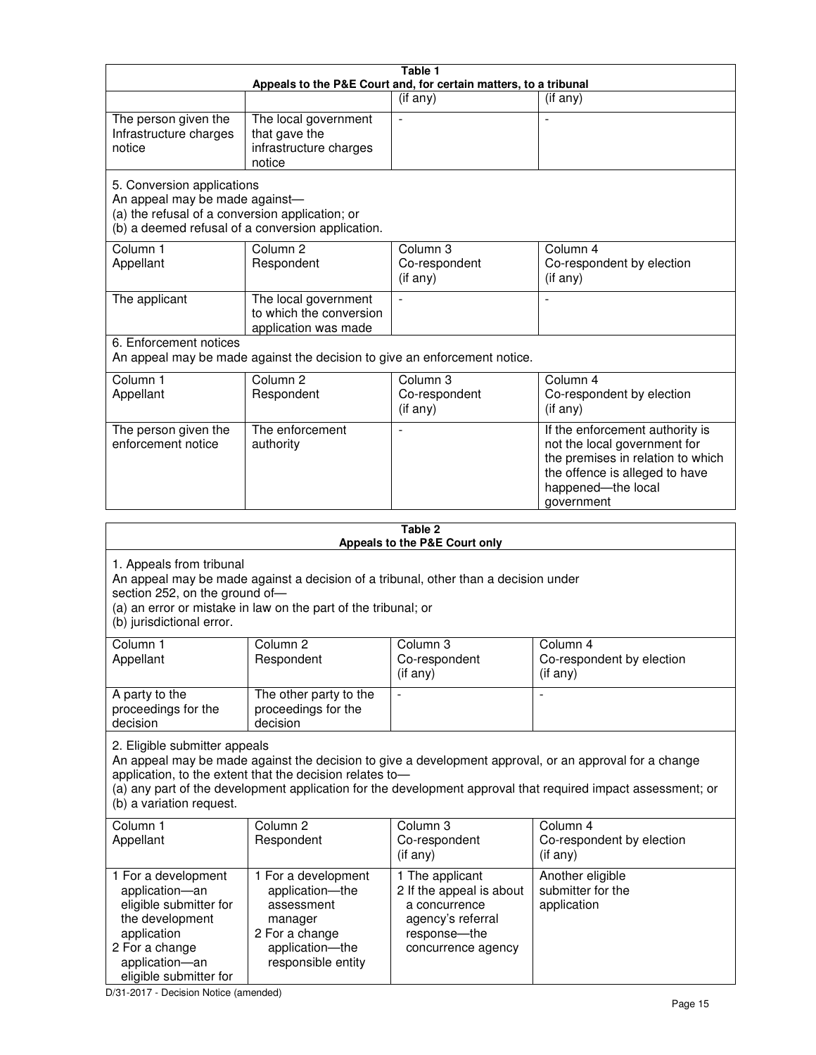| Table 1<br>Appeals to the P&E Court and, for certain matters, to a tribunal | | | |
|---|---|---|---|
| | | (if any) | (if any) |
| The person given the Infrastructure charges notice | The local government that gave the infrastructure charges notice | - | - |
| 5. Conversion applications<br>An appeal may be made against—<br>(a) the refusal of a conversion application; or<br>(b) a deemed refusal of a conversion application. | | | |
| Column 1<br>Appellant | Column 2<br>Respondent | Column 3<br>Co-respondent<br>(if any) | Column 4<br>Co-respondent by election<br>(if any) |
| The applicant | The local government to which the conversion application was made | - | - |
| 6. Enforcement notices<br>An appeal may be made against the decision to give an enforcement notice. | | | |
| Column 1<br>Appellant | Column 2<br>Respondent | Column 3<br>Co-respondent<br>(if any) | Column 4<br>Co-respondent by election<br>(if any) |
| The person given the enforcement notice | The enforcement authority | - | If the enforcement authority is not the local government for the premises in relation to which the offence is alleged to have happened—the local government |

| Table 2<br>Appeals to the P&E Court only | | | |
|---|---|---|---|
| 1. Appeals from tribunal<br>An appeal may be made against a decision of a tribunal, other than a decision under section 252, on the ground of—<br>(a) an error or mistake in law on the part of the tribunal; or<br>(b) jurisdictional error. | | | |
| Column 1<br>Appellant | Column 2<br>Respondent | Column 3<br>Co-respondent<br>(if any) | Column 4<br>Co-respondent by election<br>(if any) |
| A party to the proceedings for the decision | The other party to the proceedings for the decision | - | - |
| 2. Eligible submitter appeals<br>An appeal may be made against the decision to give a development approval, or an approval for a change application, to the extent that the decision relates to—<br>(a) any part of the development application for the development approval that required impact assessment; or<br>(b) a variation request. | | | |
| Column 1<br>Appellant | Column 2<br>Respondent | Column 3<br>Co-respondent<br>(if any) | Column 4<br>Co-respondent by election<br>(if any) |
| 1 For a development application—an eligible submitter for the development application<br>2 For a change application—an eligible submitter for | 1 For a development application—the assessment manager<br>2 For a change application—the responsible entity | 1 The applicant<br>2 If the appeal is about a concurrence agency's referral response—the concurrence agency | Another eligible submitter for the application |

D/31-2017 - Decision Notice (amended)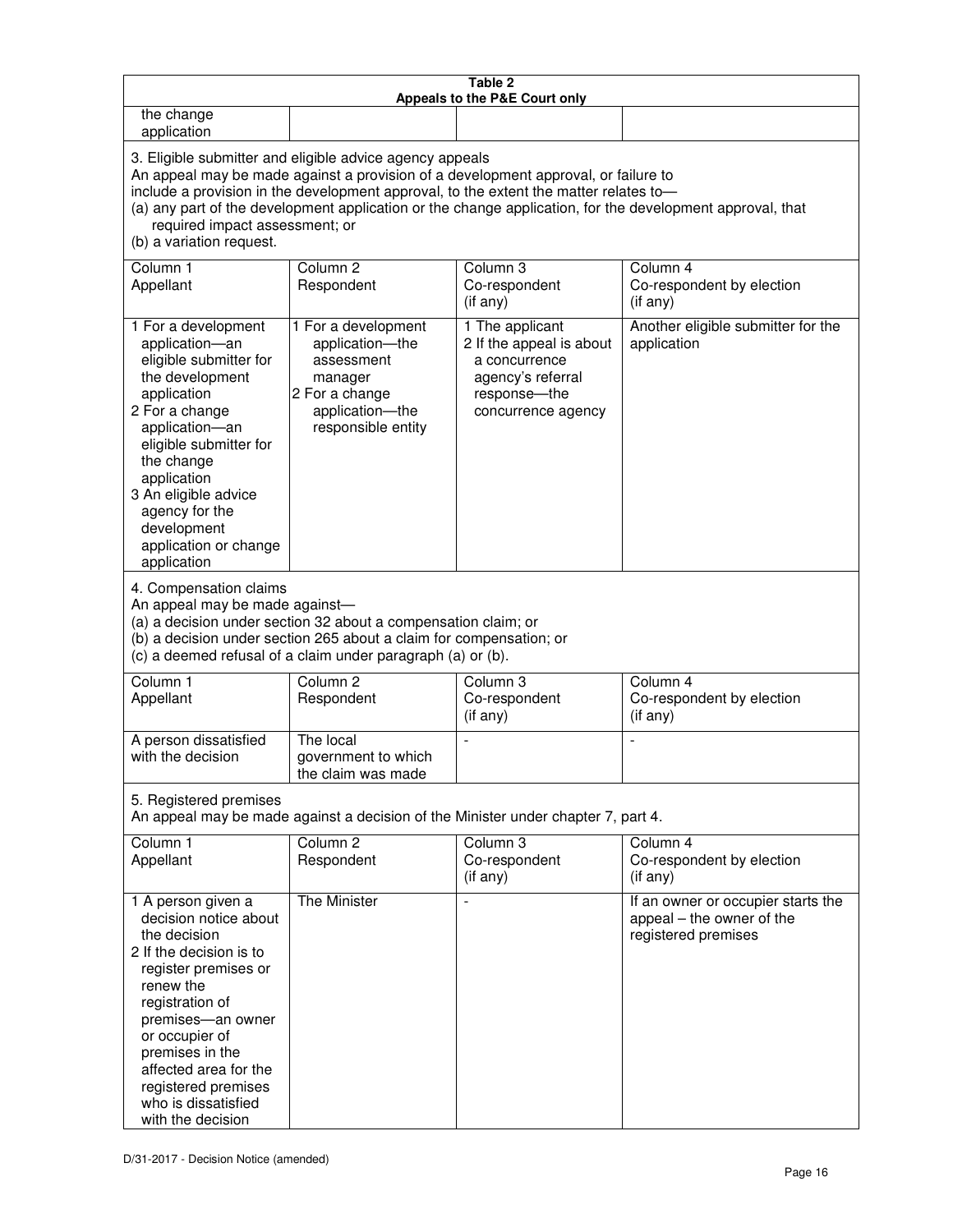**Table 2**
**Appeals to the P&E Court only**

| | | | |
|---|---|---|---|
| the change application | | | |

3. Eligible submitter and eligible advice agency appeals

An appeal may be made against a provision of a development approval, or failure to include a provision in the development approval, to the extent the matter relates to—

(a) any part of the development application or the change application, for the development approval, that required impact assessment; or

(b) a variation request.

| Column 1<br>Appellant | Column 2<br>Respondent | Column 3<br>Co-respondent (if any) | Column 4<br>Co-respondent by election (if any) |
|---|---|---|---|
| 1 For a development application—an eligible submitter for the development application<br>2 For a change application—an eligible submitter for the change application<br>3 An eligible advice agency for the development application or change application | 1 For a development application—the assessment manager<br>2 For a change application—the responsible entity | 1 The applicant<br>2 If the appeal is about a concurrence agency's referral response—the concurrence agency | Another eligible submitter for the application |

4. Compensation claims

An appeal may be made against—

(a) a decision under section 32 about a compensation claim; or

(b) a decision under section 265 about a claim for compensation; or

(c) a deemed refusal of a claim under paragraph (a) or (b).

| Column 1<br>Appellant | Column 2<br>Respondent | Column 3<br>Co-respondent (if any) | Column 4<br>Co-respondent by election (if any) |
|---|---|---|---|
| A person dissatisfied with the decision | The local government to which the claim was made | - | - |

5. Registered premises

An appeal may be made against a decision of the Minister under chapter 7, part 4.

| Column 1<br>Appellant | Column 2<br>Respondent | Column 3<br>Co-respondent (if any) | Column 4<br>Co-respondent by election (if any) |
|---|---|---|---|
| 1 A person given a decision notice about the decision<br>2 If the decision is to register premises or renew the registration of premises—an owner or occupier of premises in the affected area for the registered premises who is dissatisfied with the decision | The Minister | - | If an owner or occupier starts the appeal – the owner of the registered premises |

D/31-2017 - Decision Notice (amended)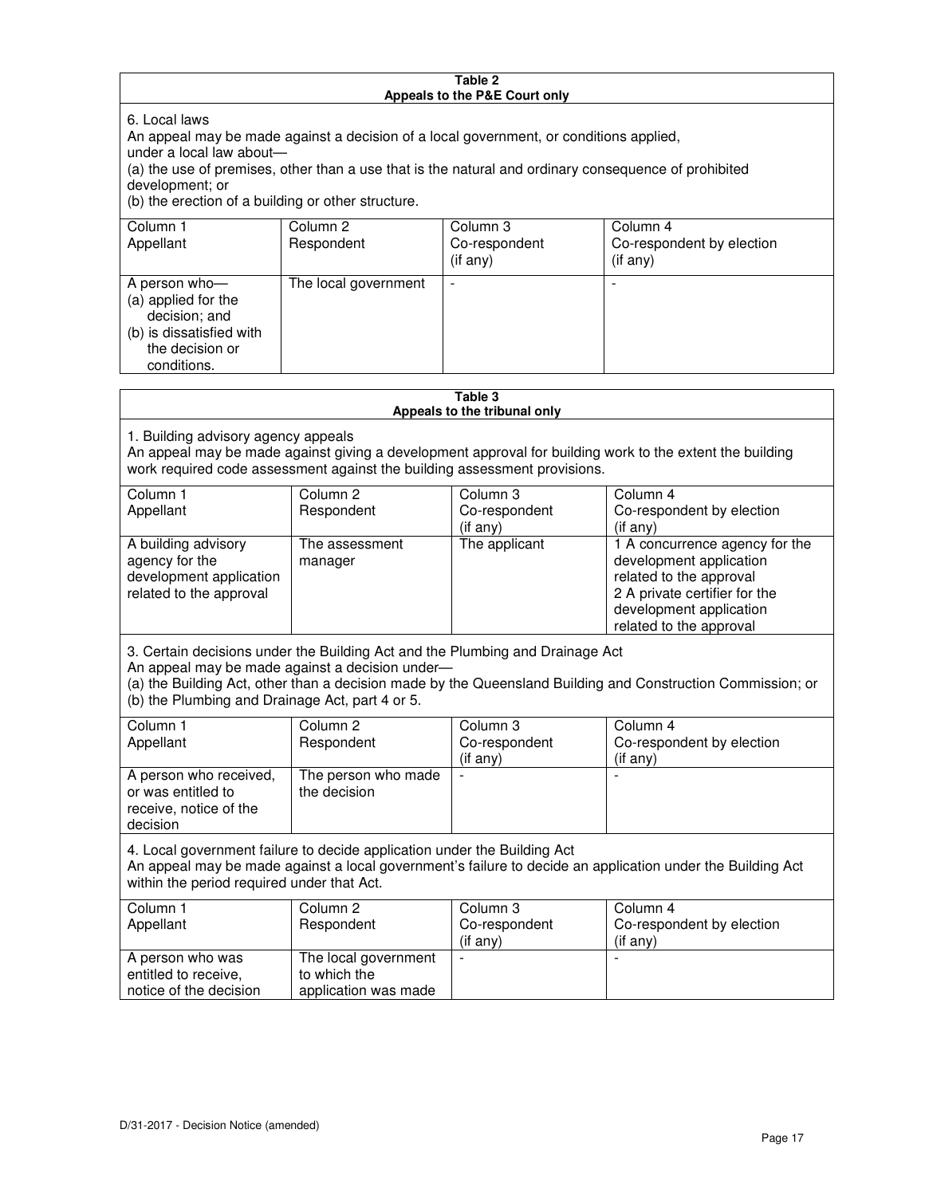**Table 2**
**Appeals to the P&E Court only**

6. Local laws
An appeal may be made against a decision of a local government, or conditions applied, under a local law about—
(a) the use of premises, other than a use that is the natural and ordinary consequence of prohibited development; or
(b) the erection of a building or other structure.

| Column 1<br>Appellant | Column 2<br>Respondent | Column 3<br>Co-respondent<br>(if any) | Column 4<br>Co-respondent by election<br>(if any) |
|---|---|---|---|
| A person who—<br>(a) applied for the decision; and<br>(b) is dissatisfied with the decision or conditions. | The local government | - | - |

**Table 3**
**Appeals to the tribunal only**

1. Building advisory agency appeals
An appeal may be made against giving a development approval for building work to the extent the building work required code assessment against the building assessment provisions.

| Column 1<br>Appellant | Column 2<br>Respondent | Column 3<br>Co-respondent<br>(if any) | Column 4<br>Co-respondent by election<br>(if any) |
|---|---|---|---|
| A building advisory agency for the development application related to the approval | The assessment manager | The applicant | 1 A concurrence agency for the development application related to the approval<br>2 A private certifier for the development application related to the approval |

3. Certain decisions under the Building Act and the Plumbing and Drainage Act
An appeal may be made against a decision under—
(a) the Building Act, other than a decision made by the Queensland Building and Construction Commission; or
(b) the Plumbing and Drainage Act, part 4 or 5.

| Column 1<br>Appellant | Column 2<br>Respondent | Column 3<br>Co-respondent<br>(if any) | Column 4<br>Co-respondent by election<br>(if any) |
|---|---|---|---|
| A person who received, or was entitled to receive, notice of the decision | The person who made the decision | - | - |

4. Local government failure to decide application under the Building Act
An appeal may be made against a local government's failure to decide an application under the Building Act within the period required under that Act.

| Column 1<br>Appellant | Column 2<br>Respondent | Column 3<br>Co-respondent<br>(if any) | Column 4<br>Co-respondent by election<br>(if any) |
|---|---|---|---|
| A person who was entitled to receive, notice of the decision | The local government to which the application was made | - | - |

D/31-2017 - Decision Notice (amended)